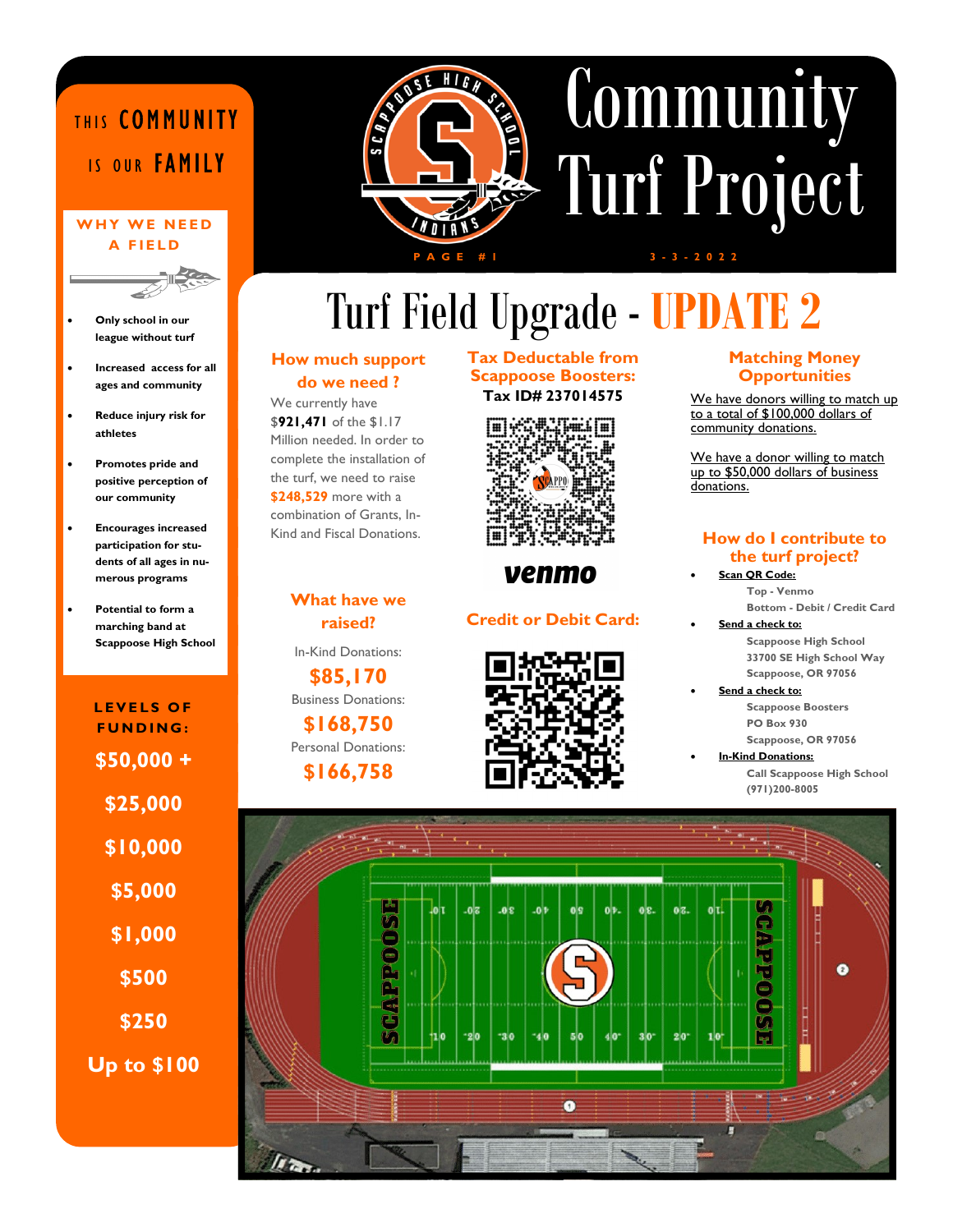# Community Turf Project

PAGE #1 3-3-2022

THIS COMMUNITY IS OUR FAMILY

## WHY WE NEED A FIELD

- Only school in our league without turf
- Increased access for all ages and community
- Reduce injury risk for athletes
- Promotes pride and positive perception of our community
- Encourages increased participation for students of all ages in numerous programs
- Potential to form a marching band at Scappoose High School

## LEVELS OF FUNDING:

- $50,000 +
- $25,000
- $10,000
- $5,000
- $1,000
- $500
- $250
- Up to $100

# Turf Field Upgrade - UPDATE 2

## How much support do we need ?

We currently have $**921,471** of the $1.17 Million needed. In order to complete the installation of the turf, we need to raise **$248,529** more with a combination of Grants, In-Kind and Fiscal Donations.

## What have we raised?

In-Kind Donations:
**$85,170**

Business Donations:
**$168,750**

Personal Donations:
**$166,758**

## Tax Deductable from Scappoose Boosters:

**Tax ID# 237014575**

venmo

## Credit or Debit Card:

## Matching Money Opportunities

We have donors willing to match up to a total of $100,000 dollars of community donations.

We have a donor willing to match up to $50,000 dollars of business donations.

## How do I contribute to the turf project?

- **Scan QR Code:**
  - Top - Venmo
  - Bottom - Debit / Credit Card
- **Send a check to:**
  - Scappoose High School
  - 33700 SE High School Way
  - Scappoose, OR 97056
- **Send a check to:**
  - Scappoose Boosters
  - PO Box 930
  - Scappoose, OR 97056
- **In-Kind Donations:**
  - Call Scappoose High School
  - (971)200-8005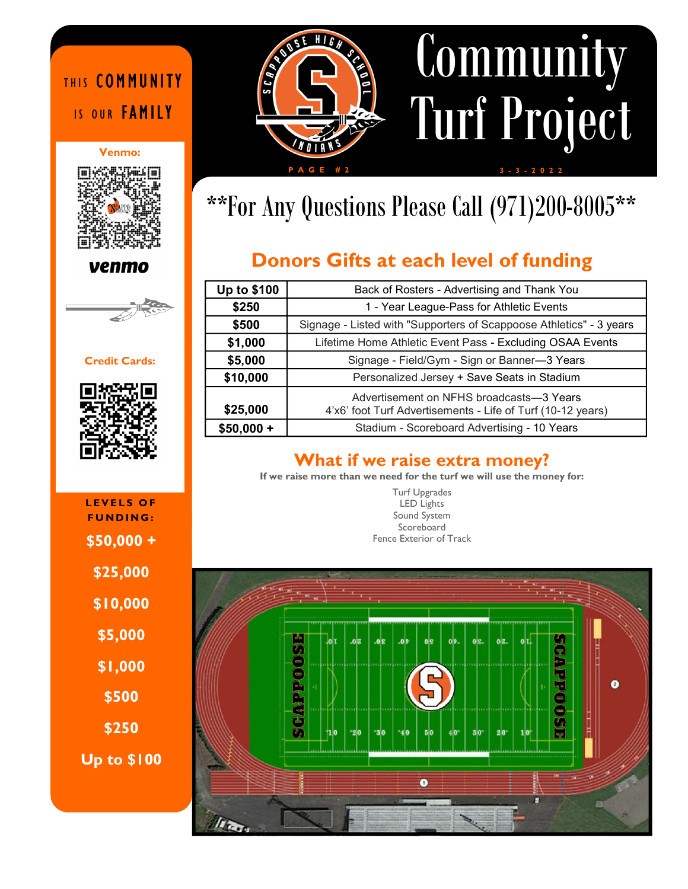THIS COMMUNITY IS OUR FAMILY

Venmo:

venmo

Credit Cards:

LEVELS OF FUNDING:

$50,000 +

$25,000

$10,000

$5,000

$1,000

$500

$250

Up to $100

# Community Turf Project

PAGE #2

3-3-2022

## **For Any Questions Please Call (971)200-8005**

## Donors Gifts at each level of funding

| | |
|---|---|
| **Up to $100** | Back of Rosters - Advertising and Thank You |
| **$250** | 1 - Year League-Pass for Athletic Events |
| **$500** | Signage - Listed with "Supporters of Scappoose Athletics" - 3 years |
| **$1,000** | Lifetime Home Athletic Event Pass - Excluding OSAA Events |
| **$5,000** | Signage - Field/Gym - Sign or Banner—3 Years |
| **$10,000** | Personalized Jersey + Save Seats in Stadium |
| **$25,000** | Advertisement on NFHS broadcasts—3 Years<br>4'x6' foot Turf Advertisements - Life of Turf (10-12 years) |
| **$50,000 +** | Stadium - Scoreboard Advertising - 10 Years |

## What if we raise extra money?

**If we raise more than we need for the turf we will use the money for:**

Turf Upgrades
LED Lights
Sound System
Scoreboard
Fence Exterior of Track